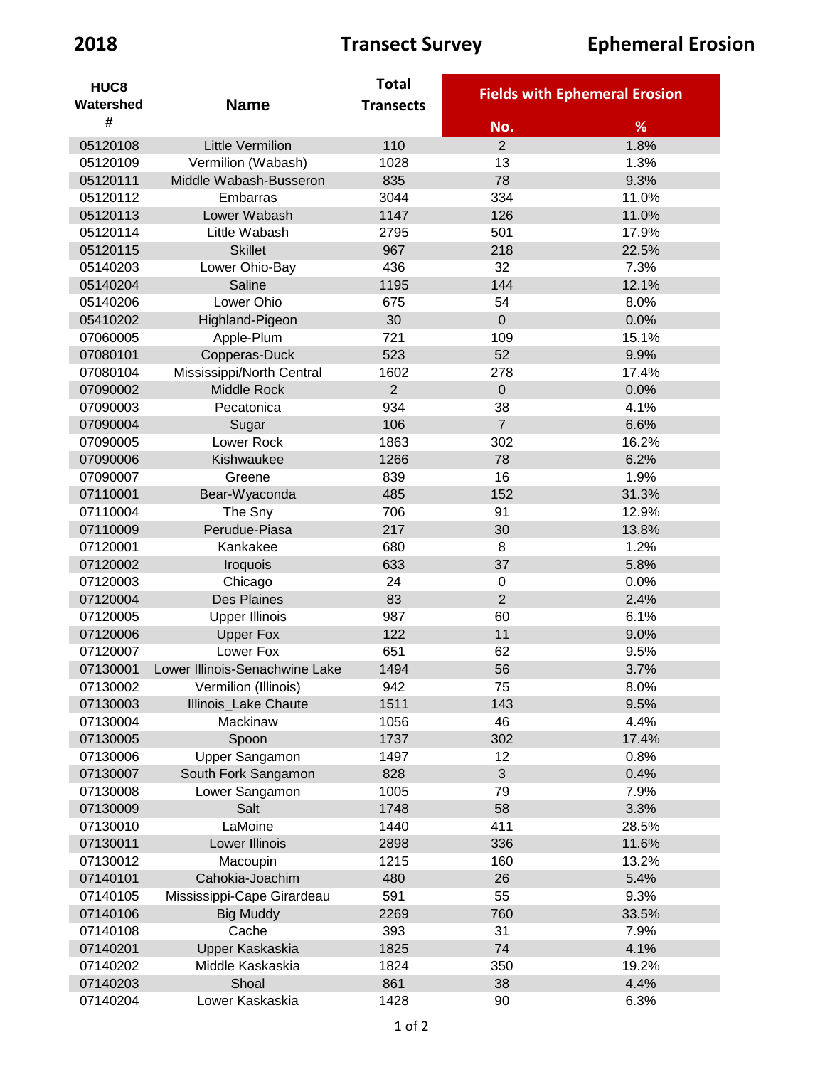**2018** **Transect Survey** **Ephemeral Erosion**

| HUC8 Watershed # | Name | Total Transects | Fields with Ephemeral Erosion | |
|---|---|---|---|---|
| | | | No. | % |
| 05120108 | Little Vermilion | 110 | 2 | 1.8% |
| 05120109 | Vermilion (Wabash) | 1028 | 13 | 1.3% |
| 05120111 | Middle Wabash-Busseron | 835 | 78 | 9.3% |
| 05120112 | Embarras | 3044 | 334 | 11.0% |
| 05120113 | Lower Wabash | 1147 | 126 | 11.0% |
| 05120114 | Little Wabash | 2795 | 501 | 17.9% |
| 05120115 | Skillet | 967 | 218 | 22.5% |
| 05140203 | Lower Ohio-Bay | 436 | 32 | 7.3% |
| 05140204 | Saline | 1195 | 144 | 12.1% |
| 05140206 | Lower Ohio | 675 | 54 | 8.0% |
| 05410202 | Highland-Pigeon | 30 | 0 | 0.0% |
| 07060005 | Apple-Plum | 721 | 109 | 15.1% |
| 07080101 | Copperas-Duck | 523 | 52 | 9.9% |
| 07080104 | Mississippi/North Central | 1602 | 278 | 17.4% |
| 07090002 | Middle Rock | 2 | 0 | 0.0% |
| 07090003 | Pecatonica | 934 | 38 | 4.1% |
| 07090004 | Sugar | 106 | 7 | 6.6% |
| 07090005 | Lower Rock | 1863 | 302 | 16.2% |
| 07090006 | Kishwaukee | 1266 | 78 | 6.2% |
| 07090007 | Greene | 839 | 16 | 1.9% |
| 07110001 | Bear-Wyaconda | 485 | 152 | 31.3% |
| 07110004 | The Sny | 706 | 91 | 12.9% |
| 07110009 | Perudue-Piasa | 217 | 30 | 13.8% |
| 07120001 | Kankakee | 680 | 8 | 1.2% |
| 07120002 | Iroquois | 633 | 37 | 5.8% |
| 07120003 | Chicago | 24 | 0 | 0.0% |
| 07120004 | Des Plaines | 83 | 2 | 2.4% |
| 07120005 | Upper Illinois | 987 | 60 | 6.1% |
| 07120006 | Upper Fox | 122 | 11 | 9.0% |
| 07120007 | Lower Fox | 651 | 62 | 9.5% |
| 07130001 | Lower Illinois-Senachwine Lake | 1494 | 56 | 3.7% |
| 07130002 | Vermilion (Illinois) | 942 | 75 | 8.0% |
| 07130003 | Illinois_Lake Chaute | 1511 | 143 | 9.5% |
| 07130004 | Mackinaw | 1056 | 46 | 4.4% |
| 07130005 | Spoon | 1737 | 302 | 17.4% |
| 07130006 | Upper Sangamon | 1497 | 12 | 0.8% |
| 07130007 | South Fork Sangamon | 828 | 3 | 0.4% |
| 07130008 | Lower Sangamon | 1005 | 79 | 7.9% |
| 07130009 | Salt | 1748 | 58 | 3.3% |
| 07130010 | LaMoine | 1440 | 411 | 28.5% |
| 07130011 | Lower Illinois | 2898 | 336 | 11.6% |
| 07130012 | Macoupin | 1215 | 160 | 13.2% |
| 07140101 | Cahokia-Joachim | 480 | 26 | 5.4% |
| 07140105 | Mississippi-Cape Girardeau | 591 | 55 | 9.3% |
| 07140106 | Big Muddy | 2269 | 760 | 33.5% |
| 07140108 | Cache | 393 | 31 | 7.9% |
| 07140201 | Upper Kaskaskia | 1825 | 74 | 4.1% |
| 07140202 | Middle Kaskaskia | 1824 | 350 | 19.2% |
| 07140203 | Shoal | 861 | 38 | 4.4% |
| 07140204 | Lower Kaskaskia | 1428 | 90 | 6.3% |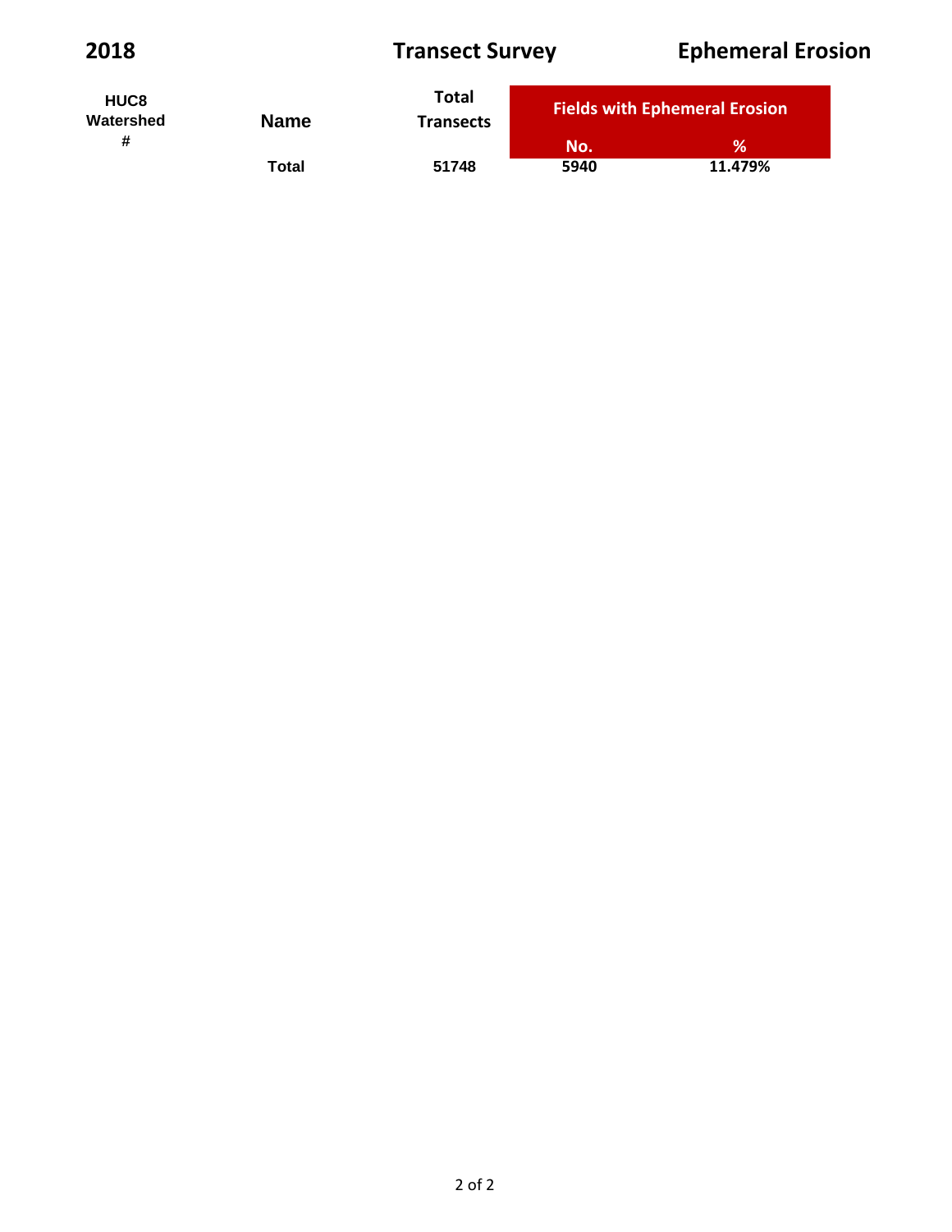**2018 Transect Survey Ephemeral Erosion**

| HUC8 Watershed # | Name | Total Transects | Fields with Ephemeral Erosion | |
|---|---|---|---|---|
| | | | No. | % |
| | Total | 51748 | 5940 | 11.479% |